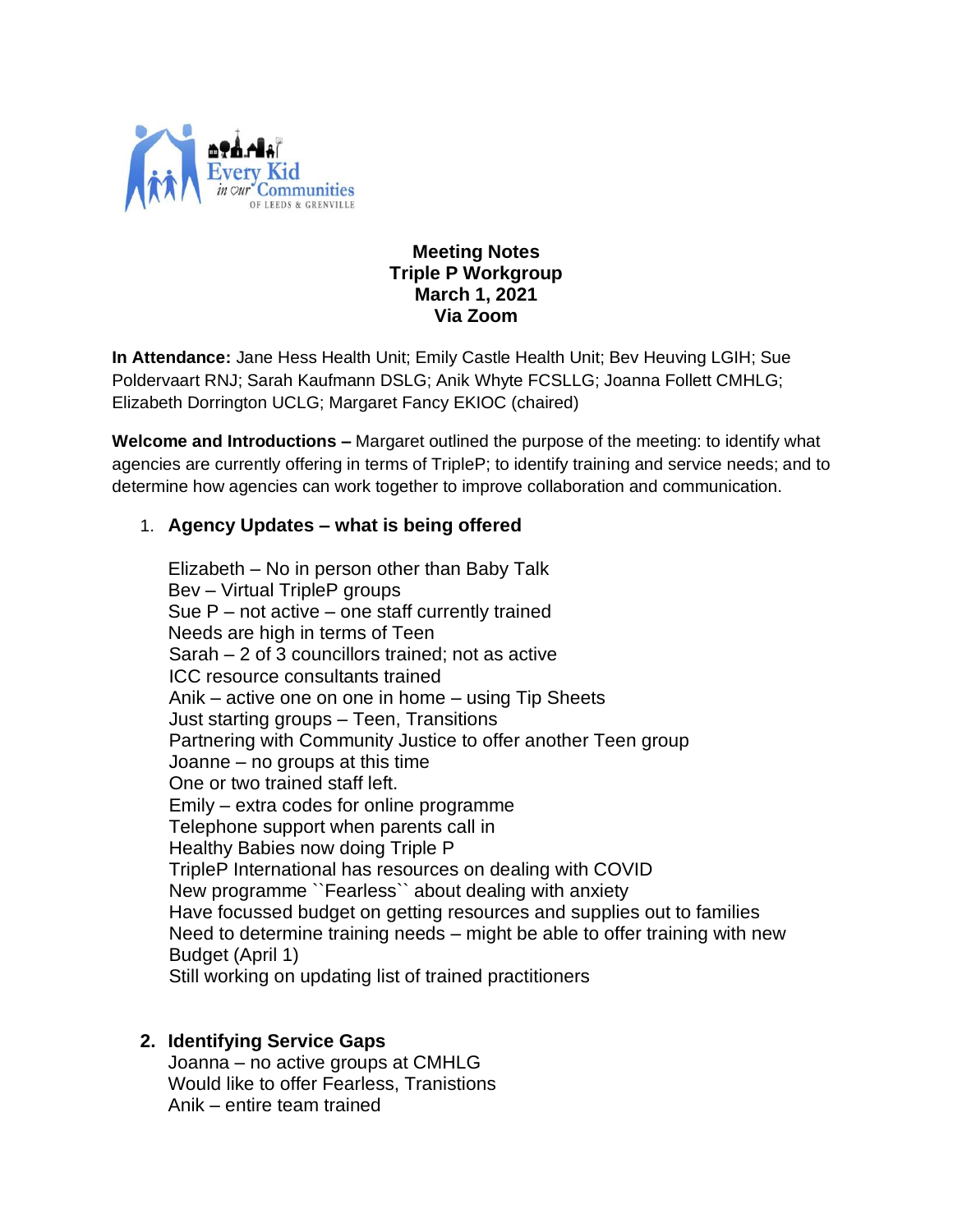**Meeting Notes**
**Triple P Workgroup**
**March 1, 2021**
**Via Zoom**

**In Attendance:** Jane Hess Health Unit; Emily Castle Health Unit; Bev Heuving LGIH; Sue Poldervaart RNJ; Sarah Kaufmann DSLG; Anik Whyte FCSLLG; Joanna Follett CMHLG; Elizabeth Dorrington UCLG; Margaret Fancy EKIOC (chaired)

**Welcome and Introductions –** Margaret outlined the purpose of the meeting: to identify what agencies are currently offering in terms of TripleP; to identify training and service needs; and to determine how agencies can work together to improve collaboration and communication.

1. **Agency Updates – what is being offered**

   Elizabeth – No in person other than Baby Talk
   Bev – Virtual TripleP groups
   Sue P – not active – one staff currently trained
   Needs are high in terms of Teen
   Sarah – 2 of 3 councillors trained; not as active
   ICC resource consultants trained
   Anik – active one on one in home – using Tip Sheets
   Just starting groups – Teen, Transitions
   Partnering with Community Justice to offer another Teen group
   Joanne – no groups at this time
   One or two trained staff left.
   Emily – extra codes for online programme
   Telephone support when parents call in
   Healthy Babies now doing Triple P
   TripleP International has resources on dealing with COVID
   New programme ``Fearless`` about dealing with anxiety
   Have focussed budget on getting resources and supplies out to families
   Need to determine training needs – might be able to offer training with new Budget (April 1)
   Still working on updating list of trained practitioners

2. **Identifying Service Gaps**
   Joanna – no active groups at CMHLG
   Would like to offer Fearless, Tranistions
   Anik – entire team trained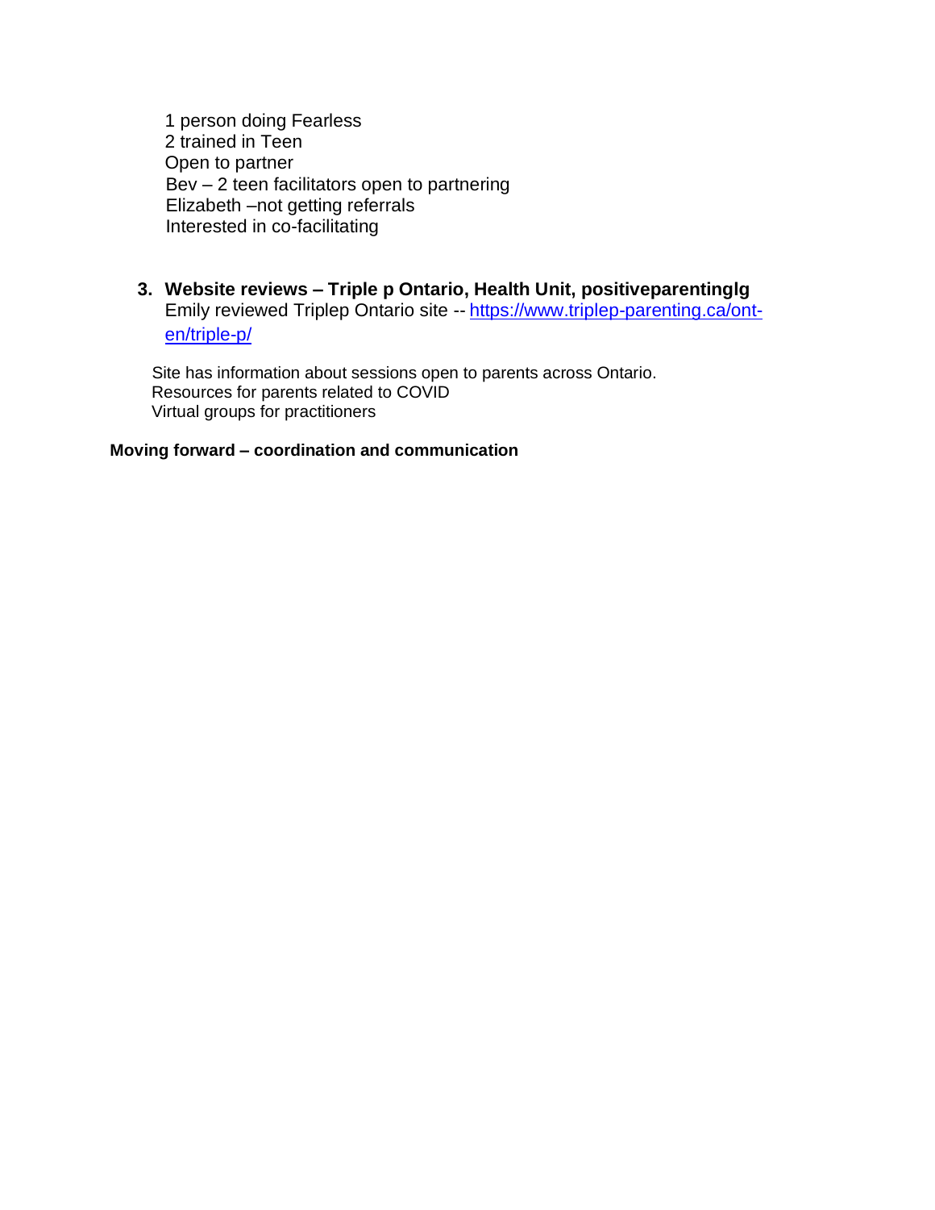1 person doing Fearless
2 trained in Teen
Open to partner
Bev – 2 teen facilitators open to partnering
Elizabeth –not getting referrals
Interested in co-facilitating

3. **Website reviews – Triple p Ontario, Health Unit, positiveparentinglg**
   Emily reviewed Triplep Ontario site -- [https://www.triplep-parenting.ca/ont-en/triple-p/](https://www.triplep-parenting.ca/ont-en/triple-p/)

   Site has information about sessions open to parents across Ontario.
   Resources for parents related to COVID
   Virtual groups for practitioners

**Moving forward – coordination and communication**